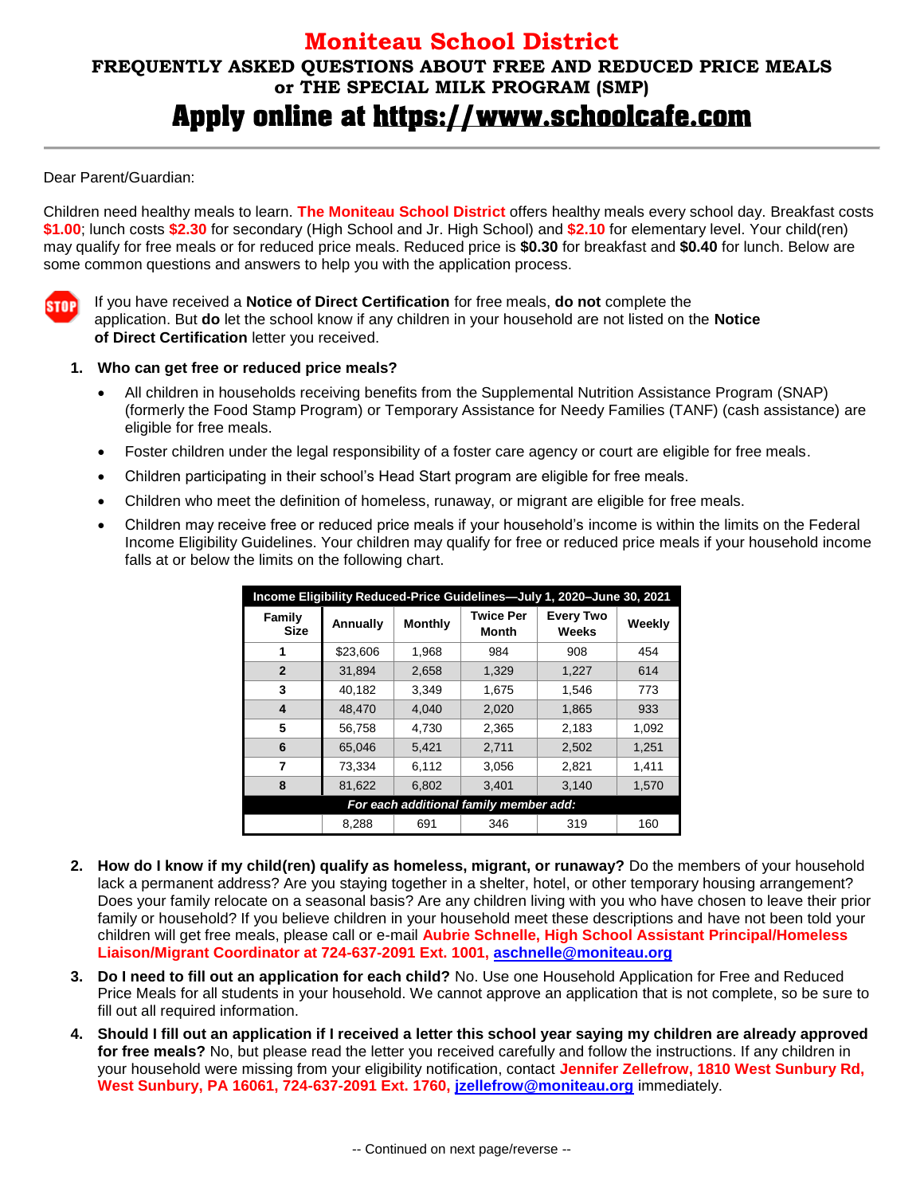# Moniteau School District

## FREQUENTLY ASKED QUESTIONS ABOUT FREE AND REDUCED PRICE MEALS or THE SPECIAL MILK PROGRAM (SMP)

## Apply online at https://www.schoolcafe.com

Dear Parent/Guardian:

Children need healthy meals to learn. **The Moniteau School District** offers healthy meals every school day. Breakfast costs **$1.00**; lunch costs **$2.30** for secondary (High School and Jr. High School) and **$2.10** for elementary level. Your child(ren) may qualify for free meals or for reduced price meals. Reduced price is **$0.30** for breakfast and **$0.40** for lunch. Below are some common questions and answers to help you with the application process.

STOP If you have received a **Notice of Direct Certification** for free meals, **do not** complete the application. But **do** let the school know if any children in your household are not listed on the **Notice of Direct Certification** letter you received.

1. **Who can get free or reduced price meals?**
   - All children in households receiving benefits from the Supplemental Nutrition Assistance Program (SNAP) (formerly the Food Stamp Program) or Temporary Assistance for Needy Families (TANF) (cash assistance) are eligible for free meals.
   - Foster children under the legal responsibility of a foster care agency or court are eligible for free meals.
   - Children participating in their school's Head Start program are eligible for free meals.
   - Children who meet the definition of homeless, runaway, or migrant are eligible for free meals.
   - Children may receive free or reduced price meals if your household's income is within the limits on the Federal Income Eligibility Guidelines. Your children may qualify for free or reduced price meals if your household income falls at or below the limits on the following chart.

**Income Eligibility Reduced-Price Guidelines—July 1, 2020–June 30, 2021**

| Family Size | Annually | Monthly | Twice Per Month | Every Two Weeks | Weekly |
|---|---|---|---|---|---|
| 1 | $23,606 | 1,968 | 984 | 908 | 454 |
| 2 | 31,894 | 2,658 | 1,329 | 1,227 | 614 |
| 3 | 40,182 | 3,349 | 1,675 | 1,546 | 773 |
| 4 | 48,470 | 4,040 | 2,020 | 1,865 | 933 |
| 5 | 56,758 | 4,730 | 2,365 | 2,183 | 1,092 |
| 6 | 65,046 | 5,421 | 2,711 | 2,502 | 1,251 |
| 7 | 73,334 | 6,112 | 3,056 | 2,821 | 1,411 |
| 8 | 81,622 | 6,802 | 3,401 | 3,140 | 1,570 |
| *For each additional family member add:* | | | | | |
| | 8,288 | 691 | 346 | 319 | 160 |

2. **How do I know if my child(ren) qualify as homeless, migrant, or runaway?** Do the members of your household lack a permanent address? Are you staying together in a shelter, hotel, or other temporary housing arrangement? Does your family relocate on a seasonal basis? Are any children living with you who have chosen to leave their prior family or household? If you believe children in your household meet these descriptions and have not been told your children will get free meals, please call or e-mail **Aubrie Schnelle, High School Assistant Principal/Homeless Liaison/Migrant Coordinator at 724-637-2091 Ext. 1001, aschnelle@moniteau.org**

3. **Do I need to fill out an application for each child?** No. Use one Household Application for Free and Reduced Price Meals for all students in your household. We cannot approve an application that is not complete, so be sure to fill out all required information.

4. **Should I fill out an application if I received a letter this school year saying my children are already approved for free meals?** No, but please read the letter you received carefully and follow the instructions. If any children in your household were missing from your eligibility notification, contact **Jennifer Zellefrow, 1810 West Sunbury Rd, West Sunbury, PA 16061, 724-637-2091 Ext. 1760, jzellefrow@moniteau.org** immediately.

-- Continued on next page/reverse --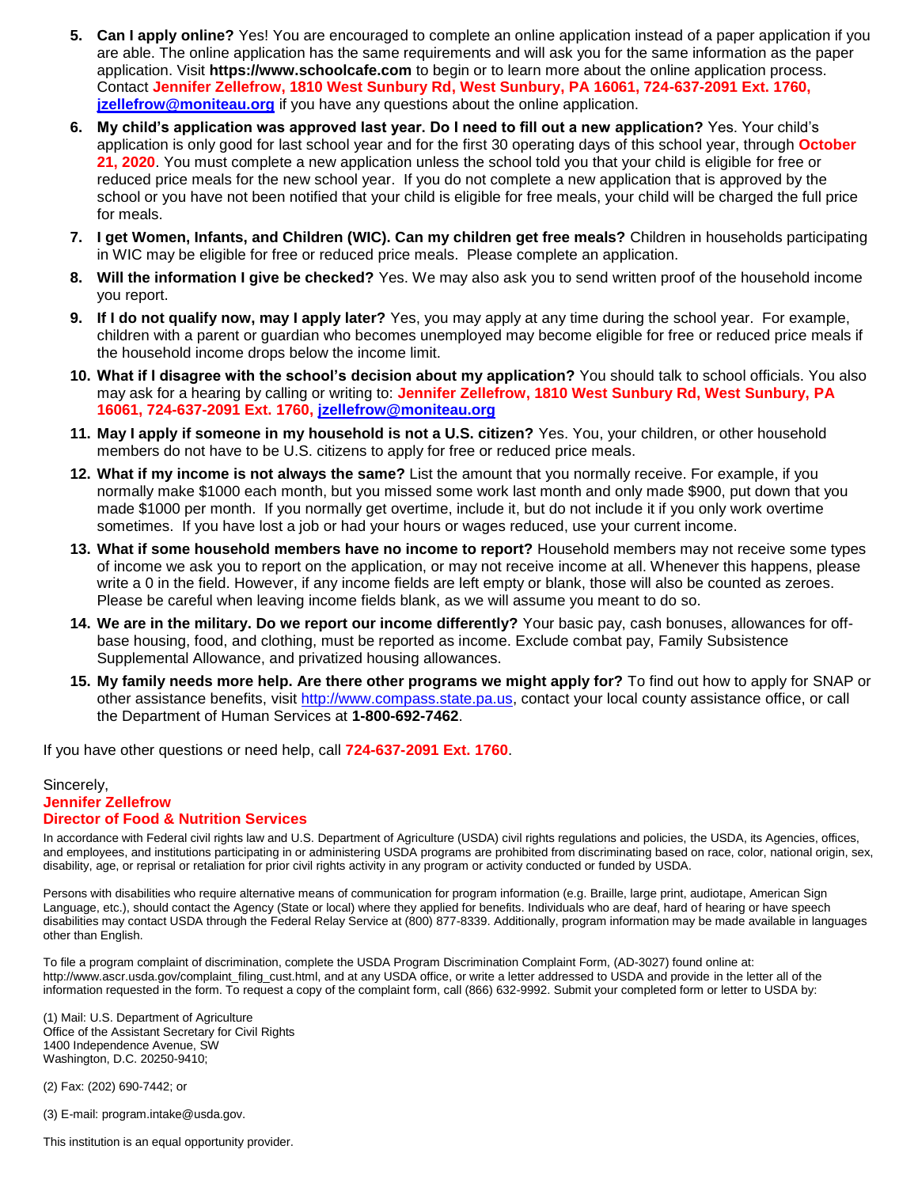5. **Can I apply online?** Yes! You are encouraged to complete an online application instead of a paper application if you are able. The online application has the same requirements and will ask you for the same information as the paper application. Visit **https://www.schoolcafe.com** to begin or to learn more about the online application process. Contact **Jennifer Zellefrow, 1810 West Sunbury Rd, West Sunbury, PA 16061, 724-637-2091 Ext. 1760, jzellefrow@moniteau.org** if you have any questions about the online application.
6. **My child's application was approved last year. Do I need to fill out a new application?** Yes. Your child's application is only good for last school year and for the first 30 operating days of this school year, through **October 21, 2020**. You must complete a new application unless the school told you that your child is eligible for free or reduced price meals for the new school year. If you do not complete a new application that is approved by the school or you have not been notified that your child is eligible for free meals, your child will be charged the full price for meals.
7. **I get Women, Infants, and Children (WIC). Can my children get free meals?** Children in households participating in WIC may be eligible for free or reduced price meals. Please complete an application.
8. **Will the information I give be checked?** Yes. We may also ask you to send written proof of the household income you report.
9. **If I do not qualify now, may I apply later?** Yes, you may apply at any time during the school year. For example, children with a parent or guardian who becomes unemployed may become eligible for free or reduced price meals if the household income drops below the income limit.
10. **What if I disagree with the school's decision about my application?** You should talk to school officials. You also may ask for a hearing by calling or writing to: **Jennifer Zellefrow, 1810 West Sunbury Rd, West Sunbury, PA 16061, 724-637-2091 Ext. 1760, jzellefrow@moniteau.org**
11. **May I apply if someone in my household is not a U.S. citizen?** Yes. You, your children, or other household members do not have to be U.S. citizens to apply for free or reduced price meals.
12. **What if my income is not always the same?** List the amount that you normally receive. For example, if you normally make $1000 each month, but you missed some work last month and only made $900, put down that you made $1000 per month. If you normally get overtime, include it, but do not include it if you only work overtime sometimes. If you have lost a job or had your hours or wages reduced, use your current income.
13. **What if some household members have no income to report?** Household members may not receive some types of income we ask you to report on the application, or may not receive income at all. Whenever this happens, please write a 0 in the field. However, if any income fields are left empty or blank, those will also be counted as zeroes. Please be careful when leaving income fields blank, as we will assume you meant to do so.
14. **We are in the military. Do we report our income differently?** Your basic pay, cash bonuses, allowances for off-base housing, food, and clothing, must be reported as income. Exclude combat pay, Family Subsistence Supplemental Allowance, and privatized housing allowances.
15. **My family needs more help. Are there other programs we might apply for?** To find out how to apply for SNAP or other assistance benefits, visit http://www.compass.state.pa.us, contact your local county assistance office, or call the Department of Human Services at **1-800-692-7462**.

If you have other questions or need help, call **724-637-2091 Ext. 1760**.

Sincerely,
**Jennifer Zellefrow**
**Director of Food & Nutrition Services**

In accordance with Federal civil rights law and U.S. Department of Agriculture (USDA) civil rights regulations and policies, the USDA, its Agencies, offices, and employees, and institutions participating in or administering USDA programs are prohibited from discriminating based on race, color, national origin, sex, disability, age, or reprisal or retaliation for prior civil rights activity in any program or activity conducted or funded by USDA.

Persons with disabilities who require alternative means of communication for program information (e.g. Braille, large print, audiotape, American Sign Language, etc.), should contact the Agency (State or local) where they applied for benefits. Individuals who are deaf, hard of hearing or have speech disabilities may contact USDA through the Federal Relay Service at (800) 877-8339. Additionally, program information may be made available in languages other than English.

To file a program complaint of discrimination, complete the USDA Program Discrimination Complaint Form, (AD-3027) found online at: http://www.ascr.usda.gov/complaint_filing_cust.html, and at any USDA office, or write a letter addressed to USDA and provide in the letter all of the information requested in the form. To request a copy of the complaint form, call (866) 632-9992. Submit your completed form or letter to USDA by:

(1) Mail: U.S. Department of Agriculture
Office of the Assistant Secretary for Civil Rights
1400 Independence Avenue, SW
Washington, D.C. 20250-9410;

(2) Fax: (202) 690-7442; or

(3) E-mail: program.intake@usda.gov.

This institution is an equal opportunity provider.